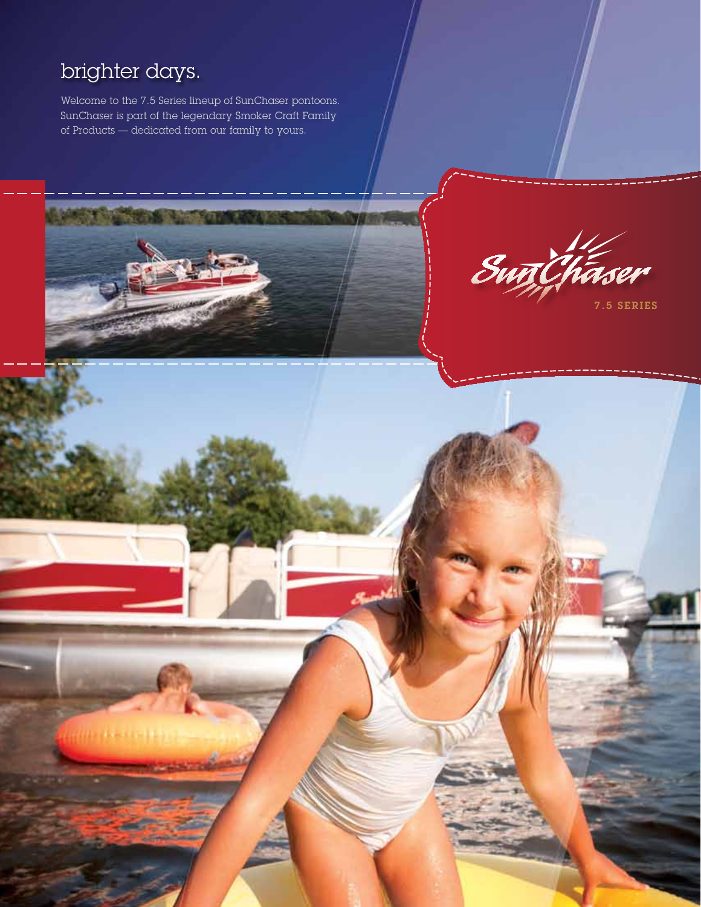# brighter days.

Welcome to the 7.5 Series lineup of SunChaser pontoons. SunChaser is part of the legendary Smoker Craft Family of Products — dedicated from our family to yours.

SunChaser

7.5 SERIES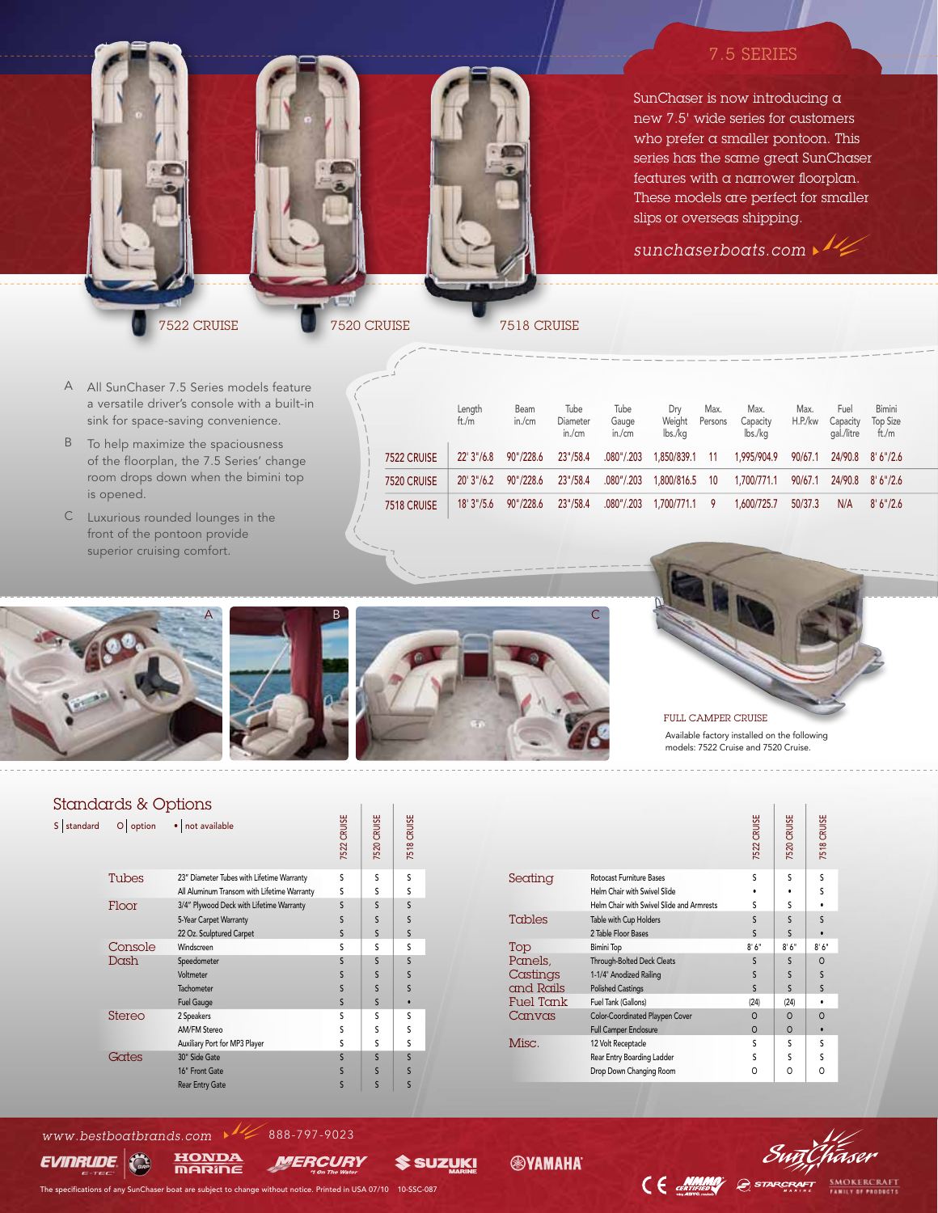## 7.5 SERIES

SunChaser is now introducing a new 7.5' wide series for customers who prefer a smaller pontoon. This series has the same great SunChaser features with a narrower floorplan. These models are perfect for smaller slips or overseas shipping.

*sunchaserboats.com*

7522 CRUISE

7520 CRUISE

7518 CRUISE

A All SunChaser 7.5 Series models feature a versatile driver's console with a built-in sink for space-saving convenience.

B To help maximize the spaciousness of the floorplan, the 7.5 Series' change room drops down when the bimini top is opened.

C Luxurious rounded lounges in the front of the pontoon provide superior cruising comfort.

| | Length ft./m | Beam in./cm | Tube Diameter in./cm | Tube Gauge in./cm | Dry Weight lbs./kg | Max. Persons | Max. Capacity lbs./kg | Max. H.P./kw | Fuel Capacity gal./litre | Bimini Top Size ft./m |
|---|---|---|---|---|---|---|---|---|---|---|
| 7522 CRUISE | 22' 3"/6.8 | 90"/228.6 | 23"/58.4 | .080"/.203 | 1,850/839.1 | 11 | 1,995/904.9 | 90/67.1 | 24/90.8 | 8' 6"/2.6 |
| 7520 CRUISE | 20' 3"/6.2 | 90"/228.6 | 23"/58.4 | .080"/.203 | 1,800/816.5 | 10 | 1,700/771.1 | 90/67.1 | 24/90.8 | 8' 6"/2.6 |
| 7518 CRUISE | 18' 3"/5.6 | 90"/228.6 | 23"/58.4 | .080"/.203 | 1,700/771.1 | 9 | 1,600/725.7 | 50/37.3 | N/A | 8' 6"/2.6 |

FULL CAMPER CRUISE

Available factory installed on the following models: 7522 Cruise and 7520 Cruise.

## Standards & Options

S | standard  O | option  • | not available

| | | 7522 CRUISE | 7520 CRUISE | 7518 CRUISE |
|---|---|---|---|---|
| Tubes | 23" Diameter Tubes with Lifetime Warranty | S | S | S |
| | All Aluminum Transom with Lifetime Warranty | S | S | S |
| Floor | 3/4" Plywood Deck with Lifetime Warranty | S | S | S |
| | 5-Year Carpet Warranty | S | S | S |
| | 22 Oz. Sculptured Carpet | S | S | S |
| Console | Windscreen | S | S | S |
| Dash | Speedometer | S | S | S |
| | Voltmeter | S | S | S |
| | Tachometer | S | S | S |
| | Fuel Gauge | S | S | • |
| Stereo | 2 Speakers | S | S | S |
| | AM/FM Stereo | S | S | S |
| | Auxiliary Port for MP3 Player | S | S | S |
| Gates | 30" Side Gate | S | S | S |
| | 16" Front Gate | S | S | S |
| | Rear Entry Gate | S | S | S |

| | | 7522 CRUISE | 7520 CRUISE | 7518 CRUISE |
|---|---|---|---|---|
| Seating | Rotocast Furniture Bases | S | S | S |
| | Helm Chair with Swivel Slide | • | • | S |
| | Helm Chair with Swivel Slide and Armrests | S | S | • |
| Tables | Table with Cup Holders | S | S | S |
| | 2 Table Floor Bases | S | S | • |
| Top | Bimini Top | 8' 6" | 8' 6" | 8' 6" |
| Panels, Castings and Rails | Through-Bolted Deck Cleats | S | S | O |
| | 1-1/4" Anodized Railing | S | S | S |
| | Polished Castings | S | S | S |
| Fuel Tank | Fuel Tank (Gallons) | (24) | (24) | • |
| Canvas | Color-Coordinated Playpen Cover | O | O | O |
| | Full Camper Enclosure | O | O | • |
| Misc. | 12 Volt Receptacle | S | S | S |
| | Rear Entry Boarding Ladder | S | S | S |
| | Drop Down Changing Room | O | O | O |

*www.bestboatbrands.com* 888-797-9023

The specifications of any SunChaser boat are subject to change without notice. Printed in USA 07/10 10-SSC-087